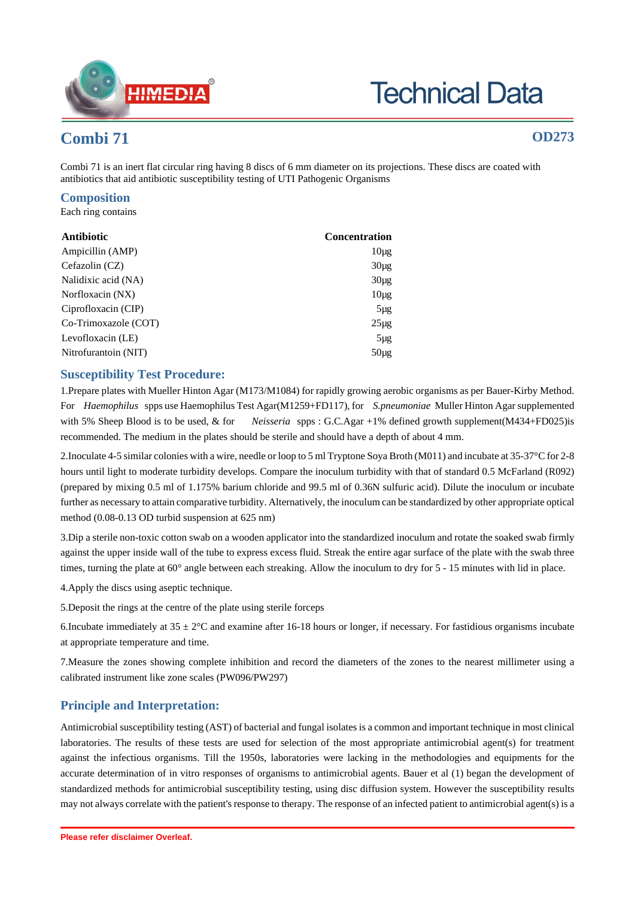# Combi 71

**OD273**

Combi 71 is an inert flat circular ring having 8 discs of 6 mm diameter on its projections. These discs are coated with antibiotics that aid antibiotic susceptibility testing of UTI Pathogenic Organisms

## Composition

Each ring contains

| Antibiotic | Concentration |
|---|---|
| Ampicillin (AMP) | 10µg |
| Cefazolin (CZ) | 30µg |
| Nalidixic acid (NA) | 30µg |
| Norfloxacin (NX) | 10µg |
| Ciprofloxacin (CIP) | 5µg |
| Co-Trimoxazole (COT) | 25µg |
| Levofloxacin (LE) | 5µg |
| Nitrofurantoin (NIT) | 50µg |

## Susceptibility Test Procedure:

1.Prepare plates with Mueller Hinton Agar (M173/M1084) for rapidly growing aerobic organisms as per Bauer-Kirby Method. For *Haemophilus* spps use Haemophilus Test Agar(M1259+FD117), for *S.pneumoniae* Muller Hinton Agar supplemented with 5% Sheep Blood is to be used, & for *Neisseria* spps : G.C.Agar +1% defined growth supplement(M434+FD025)is recommended. The medium in the plates should be sterile and should have a depth of about 4 mm.

2.Inoculate 4-5 similar colonies with a wire, needle or loop to 5 ml Tryptone Soya Broth (M011) and incubate at 35-37°C for 2-8 hours until light to moderate turbidity develops. Compare the inoculum turbidity with that of standard 0.5 McFarland (R092) (prepared by mixing 0.5 ml of 1.175% barium chloride and 99.5 ml of 0.36N sulfuric acid). Dilute the inoculum or incubate further as necessary to attain comparative turbidity. Alternatively, the inoculum can be standardized by other appropriate optical method (0.08-0.13 OD turbid suspension at 625 nm)

3.Dip a sterile non-toxic cotton swab on a wooden applicator into the standardized inoculum and rotate the soaked swab firmly against the upper inside wall of the tube to express excess fluid. Streak the entire agar surface of the plate with the swab three times, turning the plate at 60° angle between each streaking. Allow the inoculum to dry for 5 - 15 minutes with lid in place.

4.Apply the discs using aseptic technique.

5.Deposit the rings at the centre of the plate using sterile forceps

6.Incubate immediately at 35 ± 2°C and examine after 16-18 hours or longer, if necessary. For fastidious organisms incubate at appropriate temperature and time.

7.Measure the zones showing complete inhibition and record the diameters of the zones to the nearest millimeter using a calibrated instrument like zone scales (PW096/PW297)

## Principle and Interpretation:

Antimicrobial susceptibility testing (AST) of bacterial and fungal isolates is a common and important technique in most clinical laboratories. The results of these tests are used for selection of the most appropriate antimicrobial agent(s) for treatment against the infectious organisms. Till the 1950s, laboratories were lacking in the methodologies and equipments for the accurate determination of in vitro responses of organisms to antimicrobial agents. Bauer et al (1) began the development of standardized methods for antimicrobial susceptibility testing, using disc diffusion system. However the susceptibility results may not always correlate with the patient's response to therapy. The response of an infected patient to antimicrobial agent(s) is a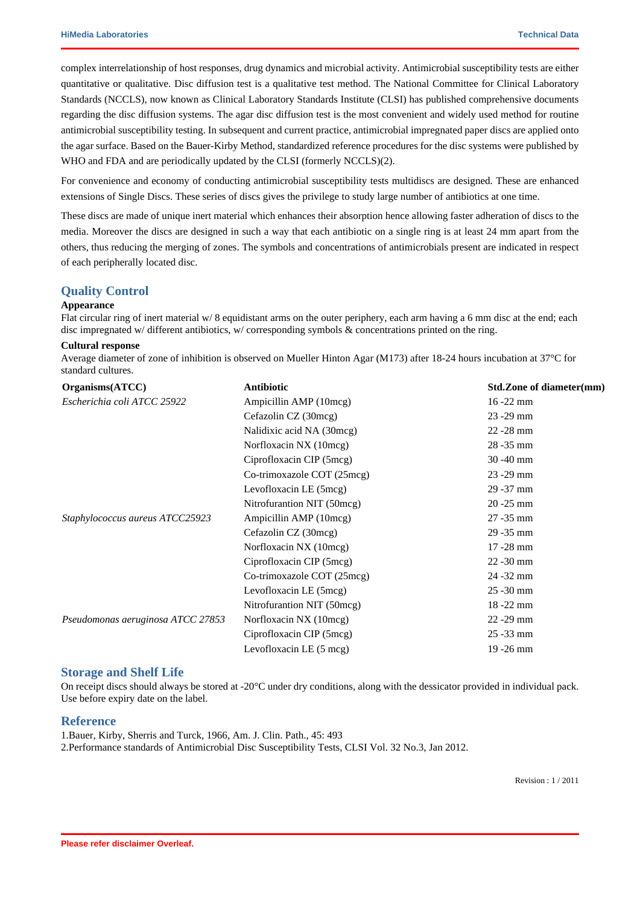complex interrelationship of host responses, drug dynamics and microbial activity. Antimicrobial susceptibility tests are either quantitative or qualitative. Disc diffusion test is a qualitative test method. The National Committee for Clinical Laboratory Standards (NCCLS), now known as Clinical Laboratory Standards Institute (CLSI) has published comprehensive documents regarding the disc diffusion systems. The agar disc diffusion test is the most convenient and widely used method for routine antimicrobial susceptibility testing. In subsequent and current practice, antimicrobial impregnated paper discs are applied onto the agar surface. Based on the Bauer-Kirby Method, standardized reference procedures for the disc systems were published by WHO and FDA and are periodically updated by the CLSI (formerly NCCLS)(2).

For convenience and economy of conducting antimicrobial susceptibility tests multidiscs are designed. These are enhanced extensions of Single Discs. These series of discs gives the privilege to study large number of antibiotics at one time.

These discs are made of unique inert material which enhances their absorption hence allowing faster adheration of discs to the media. Moreover the discs are designed in such a way that each antibiotic on a single ring is at least 24 mm apart from the others, thus reducing the merging of zones. The symbols and concentrations of antimicrobials present are indicated in respect of each peripherally located disc.

## Quality Control

**Appearance**

Flat circular ring of inert material w/ 8 equidistant arms on the outer periphery, each arm having a 6 mm disc at the end; each disc impregnated w/ different antibiotics, w/ corresponding symbols & concentrations printed on the ring.

**Cultural response**

Average diameter of zone of inhibition is observed on Mueller Hinton Agar (M173) after 18-24 hours incubation at 37°C for standard cultures.

| Organisms(ATCC) | Antibiotic | Std.Zone of diameter(mm) |
|---|---|---|
| *Escherichia coli ATCC 25922* | Ampicillin AMP (10mcg) | 16 -22 mm |
| | Cefazolin CZ (30mcg) | 23 -29 mm |
| | Nalidixic acid NA (30mcg) | 22 -28 mm |
| | Norfloxacin NX (10mcg) | 28 -35 mm |
| | Ciprofloxacin CIP (5mcg) | 30 -40 mm |
| | Co-trimoxazole COT (25mcg) | 23 -29 mm |
| | Levofloxacin LE (5mcg) | 29 -37 mm |
| | Nitrofurantion NIT (50mcg) | 20 -25 mm |
| *Staphylococcus aureus ATCC25923* | Ampicillin AMP (10mcg) | 27 -35 mm |
| | Cefazolin CZ (30mcg) | 29 -35 mm |
| | Norfloxacin NX (10mcg) | 17 -28 mm |
| | Ciprofloxacin CIP (5mcg) | 22 -30 mm |
| | Co-trimoxazole COT (25mcg) | 24 -32 mm |
| | Levofloxacin LE (5mcg) | 25 -30 mm |
| | Nitrofurantion NIT (50mcg) | 18 -22 mm |
| *Pseudomonas aeruginosa ATCC 27853* | Norfloxacin NX (10mcg) | 22 -29 mm |
| | Ciprofloxacin CIP (5mcg) | 25 -33 mm |
| | Levofloxacin LE (5 mcg) | 19 -26 mm |

## Storage and Shelf Life

On receipt discs should always be stored at -20°C under dry conditions, along with the dessicator provided in individual pack. Use before expiry date on the label.

## Reference

1.Bauer, Kirby, Sherris and Turck, 1966, Am. J. Clin. Path., 45: 493

2.Performance standards of Antimicrobial Disc Susceptibility Tests, CLSI Vol. 32 No.3, Jan 2012.

Revision : 1 / 2011

Please refer disclaimer Overleaf.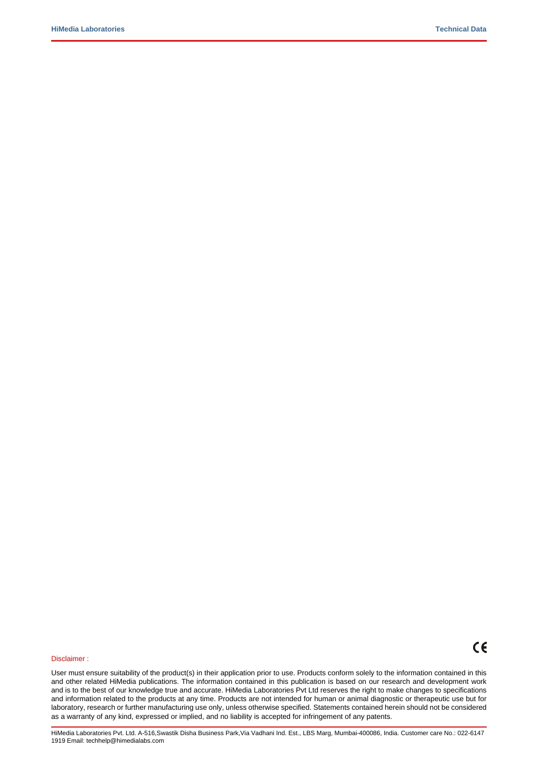Disclaimer :

User must ensure suitability of the product(s) in their application prior to use. Products conform solely to the information contained in this and other related HiMedia publications. The information contained in this publication is based on our research and development work and is to the best of our knowledge true and accurate. HiMedia Laboratories Pvt Ltd reserves the right to make changes to specifications and information related to the products at any time. Products are not intended for human or animal diagnostic or therapeutic use but for laboratory, research or further manufacturing use only, unless otherwise specified. Statements contained herein should not be considered as a warranty of any kind, expressed or implied, and no liability is accepted for infringement of any patents.

HiMedia Laboratories Pvt. Ltd. A-516,Swastik Disha Business Park,Via Vadhani Ind. Est., LBS Marg, Mumbai-400086, India. Customer care No.: 022-6147 1919 Email: techhelp@himedialabs.com